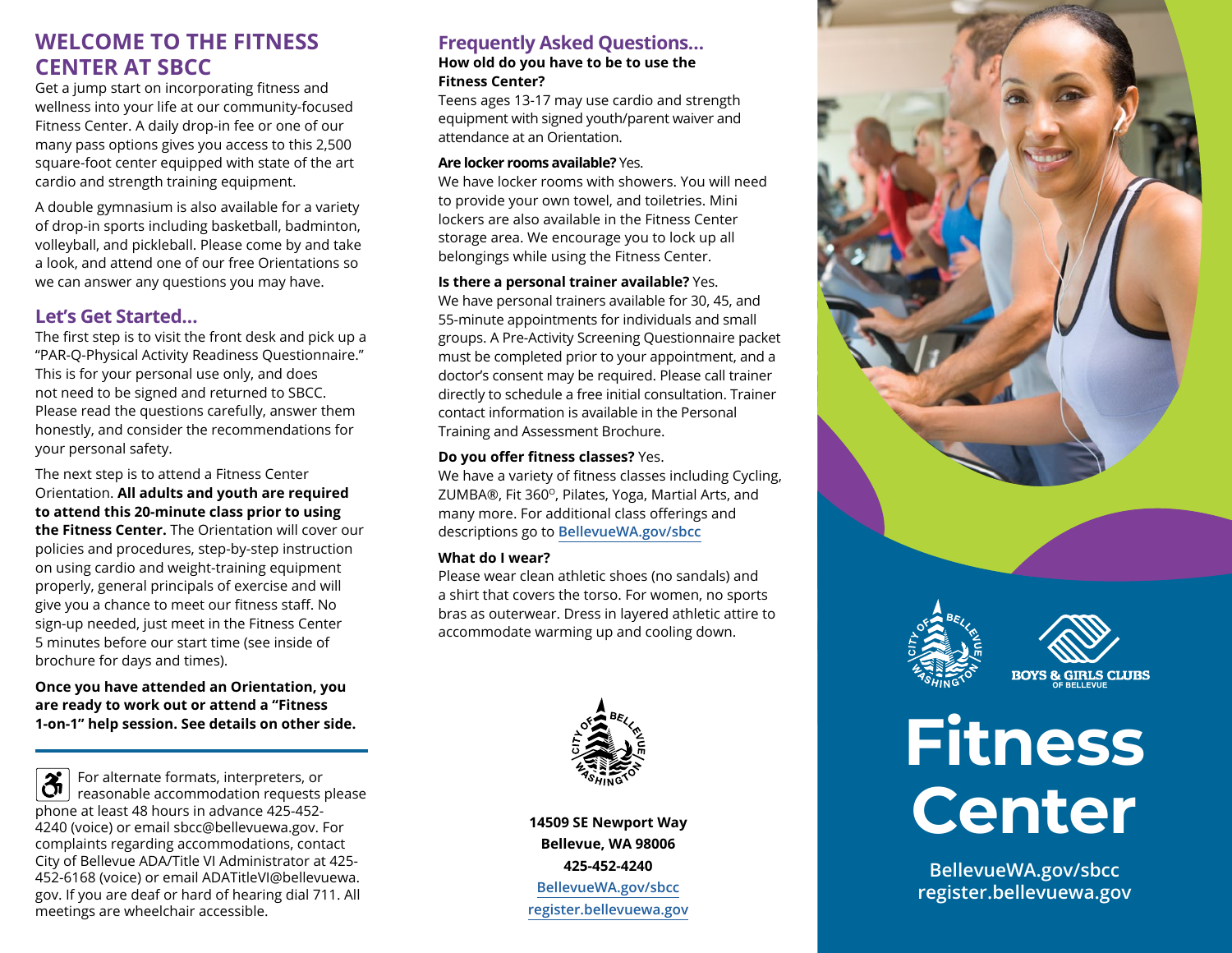# WELCOME TO THE FITNESS CENTER AT SBCC

Get a jump start on incorporating fitness and wellness into your life at our community-focused Fitness Center. A daily drop-in fee or one of our many pass options gives you access to this 2,500 square-foot center equipped with state of the art cardio and strength training equipment.

A double gymnasium is also available for a variety of drop-in sports including basketball, badminton, volleyball, and pickleball. Please come by and take a look, and attend one of our free Orientations so we can answer any questions you may have.

## Let's Get Started...

The first step is to visit the front desk and pick up a "PAR-Q-Physical Activity Readiness Questionnaire." This is for your personal use only, and does not need to be signed and returned to SBCC. Please read the questions carefully, answer them honestly, and consider the recommendations for your personal safety.

The next step is to attend a Fitness Center Orientation. **All adults and youth are required to attend this 20-minute class prior to using the Fitness Center.** The Orientation will cover our policies and procedures, step-by-step instruction on using cardio and weight-training equipment properly, general principals of exercise and will give you a chance to meet our fitness staff. No sign-up needed, just meet in the Fitness Center 5 minutes before our start time (see inside of brochure for days and times).

**Once you have attended an Orientation, you are ready to work out or attend a "Fitness 1-on-1" help session. See details on other side.**

---

For alternate formats, interpreters, or reasonable accommodation requests please phone at least 48 hours in advance 425-452-4240 (voice) or email sbcc@bellevuewa.gov. For complaints regarding accommodations, contact City of Bellevue ADA/Title VI Administrator at 425-452-6168 (voice) or email ADATitleVI@bellevuewa.gov. If you are deaf or hard of hearing dial 711. All meetings are wheelchair accessible.

## Frequently Asked Questions...

**How old do you have to be to use the Fitness Center?**

Teens ages 13-17 may use cardio and strength equipment with signed youth/parent waiver and attendance at an Orientation.

**Are locker rooms available?** Yes.

We have locker rooms with showers. You will need to provide your own towel, and toiletries. Mini lockers are also available in the Fitness Center storage area. We encourage you to lock up all belongings while using the Fitness Center.

**Is there a personal trainer available?** Yes.

We have personal trainers available for 30, 45, and 55-minute appointments for individuals and small groups. A Pre-Activity Screening Questionnaire packet must be completed prior to your appointment, and a doctor's consent may be required. Please call trainer directly to schedule a free initial consultation. Trainer contact information is available in the Personal Training and Assessment Brochure.

**Do you offer fitness classes?** Yes.

We have a variety of fitness classes including Cycling, ZUMBA®, Fit 360°, Pilates, Yoga, Martial Arts, and many more. For additional class offerings and descriptions go to BellevueWA.gov/sbcc

**What do I wear?**

Please wear clean athletic shoes (no sandals) and a shirt that covers the torso. For women, no sports bras as outerwear. Dress in layered athletic attire to accommodate warming up and cooling down.

**14509 SE Newport Way**
**Bellevue, WA 98006**
**425-452-4240**
BellevueWA.gov/sbcc
register.bellevuewa.gov

BOYS & GIRLS CLUBS OF BELLEVUE

# Fitness Center

**BellevueWA.gov/sbcc**
**register.bellevuewa.gov**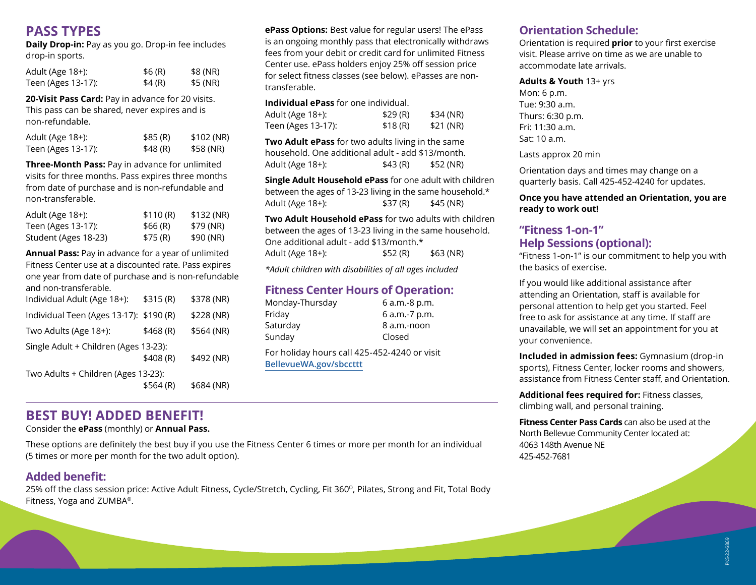## PASS TYPES

**Daily Drop-in:** Pay as you go. Drop-in fee includes drop-in sports.

| | | |
|---|---|---|
| Adult (Age 18+): | $6 (R) | $8 (NR) |
| Teen (Ages 13-17): | $4 (R) | $5 (NR) |

**20-Visit Pass Card:** Pay in advance for 20 visits. This pass can be shared, never expires and is non-refundable.

| | | |
|---|---|---|
| Adult (Age 18+): | $85 (R) | $102 (NR) |
| Teen (Ages 13-17): | $48 (R) | $58 (NR) |

**Three-Month Pass:** Pay in advance for unlimited visits for three months. Pass expires three months from date of purchase and is non-refundable and non-transferable.

| | | |
|---|---|---|
| Adult (Age 18+): | $110 (R) | $132 (NR) |
| Teen (Ages 13-17): | $66 (R) | $79 (NR) |
| Student (Ages 18-23) | $75 (R) | $90 (NR) |

**Annual Pass:** Pay in advance for a year of unlimited Fitness Center use at a discounted rate. Pass expires one year from date of purchase and is non-refundable and non-transferable.

| | | |
|---|---|---|
| Individual Adult (Age 18+): | $315 (R) | $378 (NR) |
| Individual Teen (Ages 13-17): | $190 (R) | $228 (NR) |
| Two Adults (Age 18+): | $468 (R) | $564 (NR) |
| Single Adult + Children (Ages 13-23): | $408 (R) | $492 (NR) |
| Two Adults + Children (Ages 13-23): | $564 (R) | $684 (NR) |

**ePass Options:** Best value for regular users! The ePass is an ongoing monthly pass that electronically withdraws fees from your debit or credit card for unlimited Fitness Center use. ePass holders enjoy 25% off session price for select fitness classes (see below). ePasses are non-transferable.

**Individual ePass** for one individual.

| | | |
|---|---|---|
| Adult (Age 18+): | $29 (R) | $34 (NR) |
| Teen (Ages 13-17): | $18 (R) | $21 (NR) |

**Two Adult ePass** for two adults living in the same household. One additional adult - add $13/month.

| | | |
|---|---|---|
| Adult (Age 18+): | $43 (R) | $52 (NR) |

**Single Adult Household ePass** for one adult with children between the ages of 13-23 living in the same household.*

| | | |
|---|---|---|
| Adult (Age 18+): | $37 (R) | $45 (NR) |

**Two Adult Household ePass** for two adults with children between the ages of 13-23 living in the same household. One additional adult - add $13/month.*

| | | |
|---|---|---|
| Adult (Age 18+): | $52 (R) | $63 (NR) |

*\*Adult children with disabilities of all ages included*

## Fitness Center Hours of Operation:

| | |
|---|---|
| Monday-Thursday | 6 a.m.-8 p.m. |
| Friday | 6 a.m.-7 p.m. |
| Saturday | 8 a.m.-noon |
| Sunday | Closed |

For holiday hours call 425-452-4240 or visit BellevueWA.gov/sbccttt

## BEST BUY! ADDED BENEFIT!

Consider the **ePass** (monthly) or **Annual Pass.**

These options are definitely the best buy if you use the Fitness Center 6 times or more per month for an individual (5 times or more per month for the two adult option).

### Added benefit:

25% off the class session price: Active Adult Fitness, Cycle/Stretch, Cycling, Fit 360°, Pilates, Strong and Fit, Total Body Fitness, Yoga and ZUMBA®.

## Orientation Schedule:

Orientation is required **prior** to your first exercise visit. Please arrive on time as we are unable to accommodate late arrivals.

**Adults & Youth** 13+ yrs
Mon: 6 p.m.
Tue: 9:30 a.m.
Thurs: 6:30 p.m.
Fri: 11:30 a.m.
Sat: 10 a.m.

Lasts approx 20 min

Orientation days and times may change on a quarterly basis. Call 425-452-4240 for updates.

**Once you have attended an Orientation, you are ready to work out!**

## "Fitness 1-on-1" Help Sessions (optional):

"Fitness 1-on-1" is our commitment to help you with the basics of exercise.

If you would like additional assistance after attending an Orientation, staff is available for personal attention to help get you started. Feel free to ask for assistance at any time. If staff are unavailable, we will set an appointment for you at your convenience.

**Included in admission fees:** Gymnasium (drop-in sports), Fitness Center, locker rooms and showers, assistance from Fitness Center staff, and Orientation.

**Additional fees required for:** Fitness classes, climbing wall, and personal training.

**Fitness Center Pass Cards** can also be used at the North Bellevue Community Center located at:
4063 148th Avenue NE
425-452-7681

PKS-22-6869